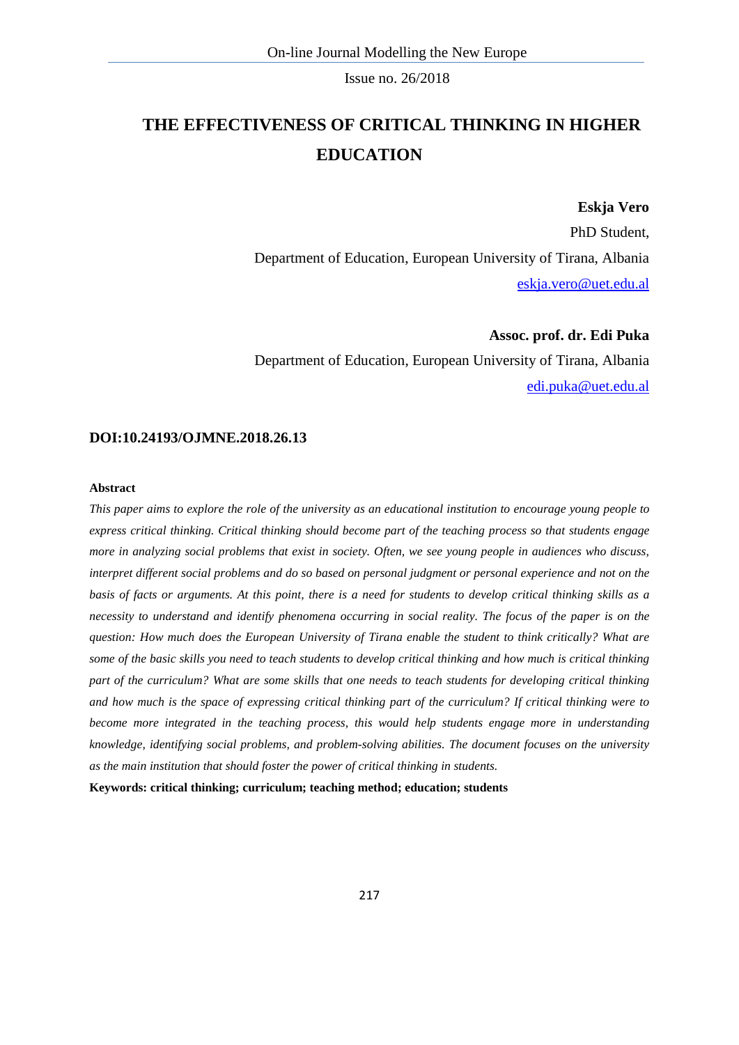# THE EFFECTIVENESS OF CRITICAL THINKING IN HIGHER EDUCATION

**Eskja Vero**

PhD Student,

Department of Education, European University of Tirana, Albania

eskja.vero@uet.edu.al

**Assoc. prof. dr. Edi Puka**

Department of Education, European University of Tirana, Albania

edi.puka@uet.edu.al

**DOI:10.24193/OJMNE.2018.26.13**

**Abstract**

*This paper aims to explore the role of the university as an educational institution to encourage young people to express critical thinking. Critical thinking should become part of the teaching process so that students engage more in analyzing social problems that exist in society. Often, we see young people in audiences who discuss, interpret different social problems and do so based on personal judgment or personal experience and not on the basis of facts or arguments. At this point, there is a need for students to develop critical thinking skills as a necessity to understand and identify phenomena occurring in social reality. The focus of the paper is on the question: How much does the European University of Tirana enable the student to think critically? What are some of the basic skills you need to teach students to develop critical thinking and how much is critical thinking part of the curriculum? What are some skills that one needs to teach students for developing critical thinking and how much is the space of expressing critical thinking part of the curriculum? If critical thinking were to become more integrated in the teaching process, this would help students engage more in understanding knowledge, identifying social problems, and problem-solving abilities. The document focuses on the university as the main institution that should foster the power of critical thinking in students.*

**Keywords: critical thinking; curriculum; teaching method; education; students**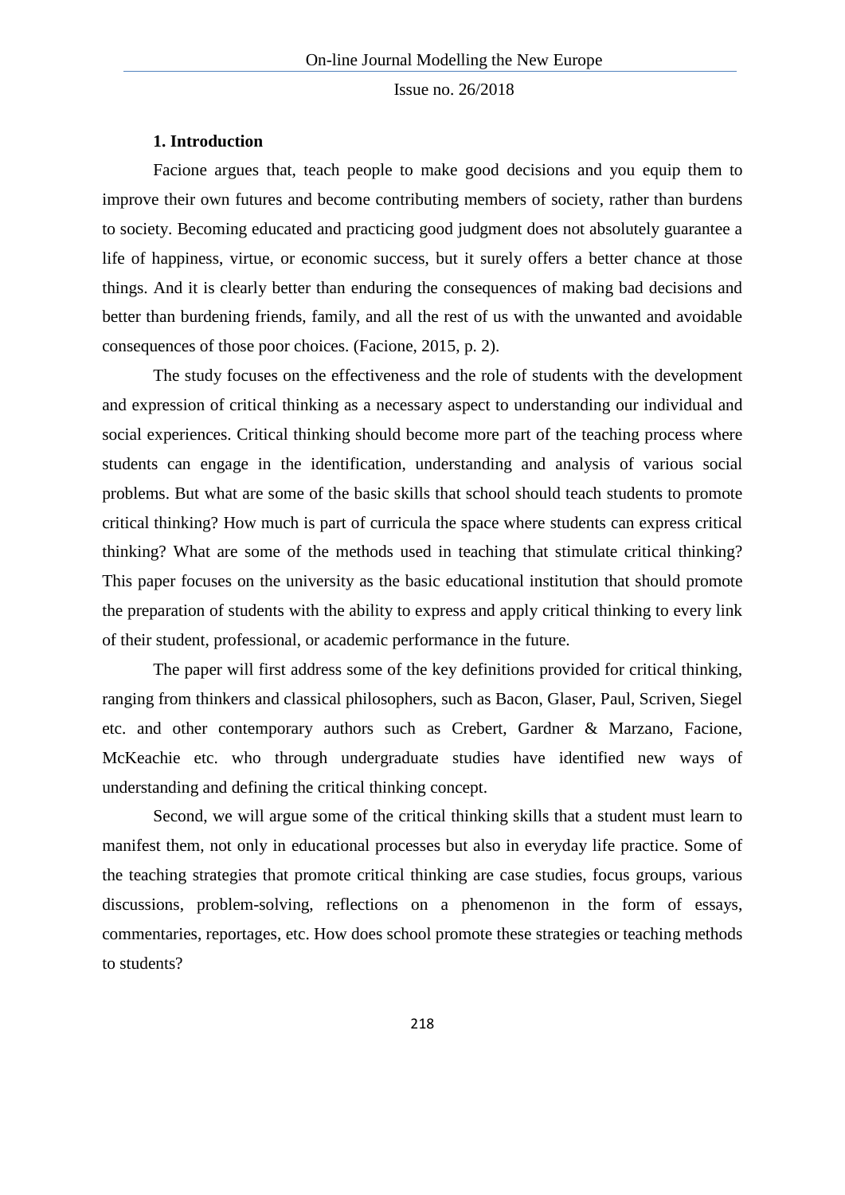## 1. Introduction

Facione argues that, teach people to make good decisions and you equip them to improve their own futures and become contributing members of society, rather than burdens to society. Becoming educated and practicing good judgment does not absolutely guarantee a life of happiness, virtue, or economic success, but it surely offers a better chance at those things. And it is clearly better than enduring the consequences of making bad decisions and better than burdening friends, family, and all the rest of us with the unwanted and avoidable consequences of those poor choices. (Facione, 2015, p. 2).

The study focuses on the effectiveness and the role of students with the development and expression of critical thinking as a necessary aspect to understanding our individual and social experiences. Critical thinking should become more part of the teaching process where students can engage in the identification, understanding and analysis of various social problems. But what are some of the basic skills that school should teach students to promote critical thinking? How much is part of curricula the space where students can express critical thinking? What are some of the methods used in teaching that stimulate critical thinking? This paper focuses on the university as the basic educational institution that should promote the preparation of students with the ability to express and apply critical thinking to every link of their student, professional, or academic performance in the future.

The paper will first address some of the key definitions provided for critical thinking, ranging from thinkers and classical philosophers, such as Bacon, Glaser, Paul, Scriven, Siegel etc. and other contemporary authors such as Crebert, Gardner & Marzano, Facione, McKeachie etc. who through undergraduate studies have identified new ways of understanding and defining the critical thinking concept.

Second, we will argue some of the critical thinking skills that a student must learn to manifest them, not only in educational processes but also in everyday life practice. Some of the teaching strategies that promote critical thinking are case studies, focus groups, various discussions, problem-solving, reflections on a phenomenon in the form of essays, commentaries, reportages, etc. How does school promote these strategies or teaching methods to students?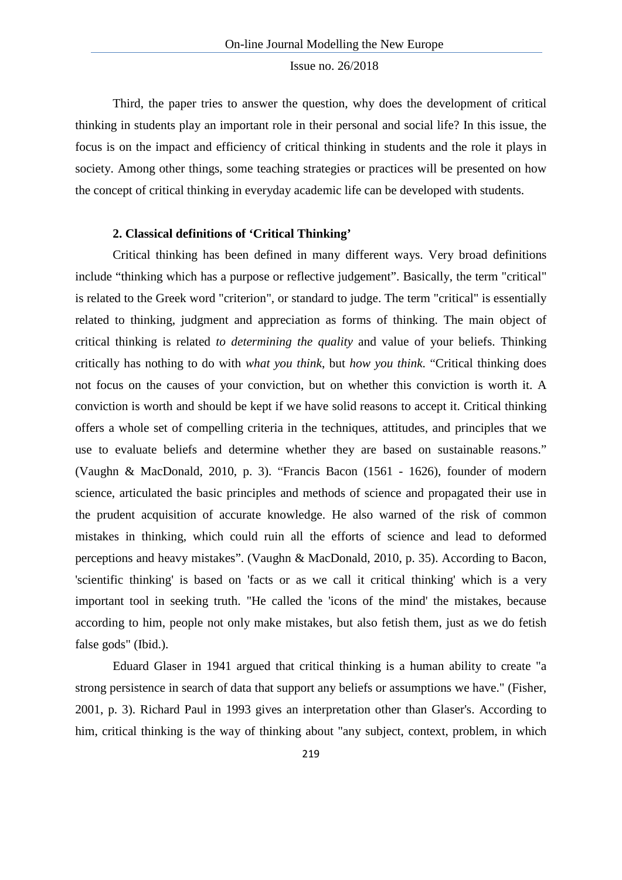Third, the paper tries to answer the question, why does the development of critical thinking in students play an important role in their personal and social life? In this issue, the focus is on the impact and efficiency of critical thinking in students and the role it plays in society. Among other things, some teaching strategies or practices will be presented on how the concept of critical thinking in everyday academic life can be developed with students.

### 2. Classical definitions of 'Critical Thinking'

Critical thinking has been defined in many different ways. Very broad definitions include "thinking which has a purpose or reflective judgement". Basically, the term "critical" is related to the Greek word "criterion", or standard to judge. The term "critical" is essentially related to thinking, judgment and appreciation as forms of thinking. The main object of critical thinking is related *to determining the quality* and value of your beliefs. Thinking critically has nothing to do with *what you think*, but *how you think.* "Critical thinking does not focus on the causes of your conviction, but on whether this conviction is worth it. A conviction is worth and should be kept if we have solid reasons to accept it. Critical thinking offers a whole set of compelling criteria in the techniques, attitudes, and principles that we use to evaluate beliefs and determine whether they are based on sustainable reasons." (Vaughn & MacDonald, 2010, p. 3). "Francis Bacon (1561 - 1626), founder of modern science, articulated the basic principles and methods of science and propagated their use in the prudent acquisition of accurate knowledge. He also warned of the risk of common mistakes in thinking, which could ruin all the efforts of science and lead to deformed perceptions and heavy mistakes". (Vaughn & MacDonald, 2010, p. 35). According to Bacon, 'scientific thinking' is based on 'facts or as we call it critical thinking' which is a very important tool in seeking truth. "He called the 'icons of the mind' the mistakes, because according to him, people not only make mistakes, but also fetish them, just as we do fetish false gods" (Ibid.).

Eduard Glaser in 1941 argued that critical thinking is a human ability to create "a strong persistence in search of data that support any beliefs or assumptions we have." (Fisher, 2001, p. 3). Richard Paul in 1993 gives an interpretation other than Glaser's. According to him, critical thinking is the way of thinking about "any subject, context, problem, in which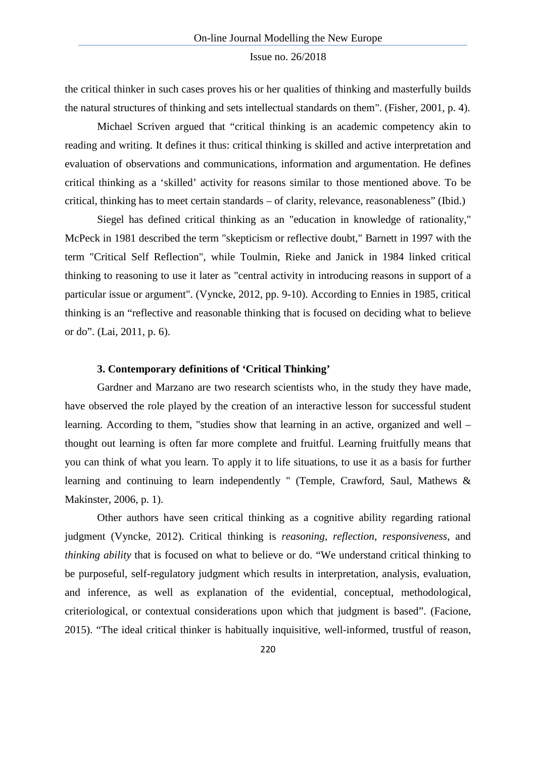the critical thinker in such cases proves his or her qualities of thinking and masterfully builds the natural structures of thinking and sets intellectual standards on them". (Fisher, 2001, p. 4).

Michael Scriven argued that "critical thinking is an academic competency akin to reading and writing. It defines it thus: critical thinking is skilled and active interpretation and evaluation of observations and communications, information and argumentation. He defines critical thinking as a 'skilled' activity for reasons similar to those mentioned above. To be critical, thinking has to meet certain standards – of clarity, relevance, reasonableness" (Ibid.)

Siegel has defined critical thinking as an "education in knowledge of rationality," McPeck in 1981 described the term "skepticism or reflective doubt," Barnett in 1997 with the term "Critical Self Reflection", while Toulmin, Rieke and Janick in 1984 linked critical thinking to reasoning to use it later as "central activity in introducing reasons in support of a particular issue or argument". (Vyncke, 2012, pp. 9-10). According to Ennies in 1985, critical thinking is an "reflective and reasonable thinking that is focused on deciding what to believe or do". (Lai, 2011, p. 6).

### 3. Contemporary definitions of 'Critical Thinking'

Gardner and Marzano are two research scientists who, in the study they have made, have observed the role played by the creation of an interactive lesson for successful student learning. According to them, "studies show that learning in an active, organized and well – thought out learning is often far more complete and fruitful. Learning fruitfully means that you can think of what you learn. To apply it to life situations, to use it as a basis for further learning and continuing to learn independently " (Temple, Crawford, Saul, Mathews & Makinster, 2006, p. 1).

Other authors have seen critical thinking as a cognitive ability regarding rational judgment (Vyncke, 2012). Critical thinking is *reasoning*, *reflection*, *responsiveness*, and *thinking ability* that is focused on what to believe or do. "We understand critical thinking to be purposeful, self-regulatory judgment which results in interpretation, analysis, evaluation, and inference, as well as explanation of the evidential, conceptual, methodological, criteriological, or contextual considerations upon which that judgment is based". (Facione, 2015). "The ideal critical thinker is habitually inquisitive, well-informed, trustful of reason,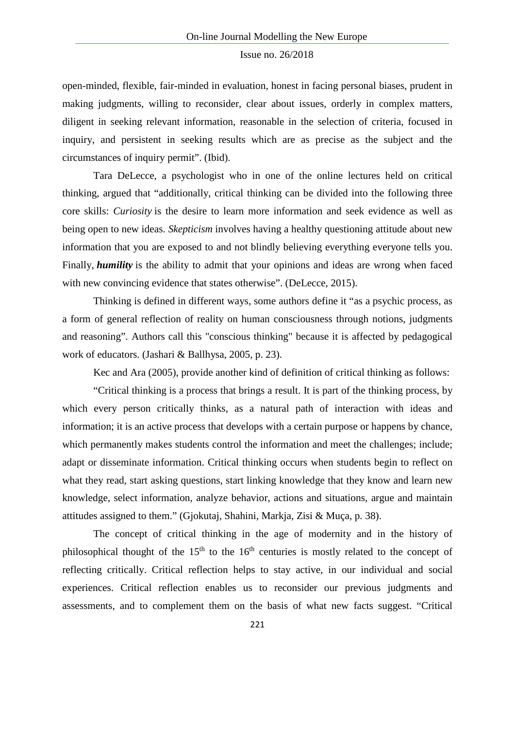open-minded, flexible, fair-minded in evaluation, honest in facing personal biases, prudent in making judgments, willing to reconsider, clear about issues, orderly in complex matters, diligent in seeking relevant information, reasonable in the selection of criteria, focused in inquiry, and persistent in seeking results which are as precise as the subject and the circumstances of inquiry permit". (Ibid).

Tara DeLecce, a psychologist who in one of the online lectures held on critical thinking, argued that "additionally, critical thinking can be divided into the following three core skills: *Curiosity* is the desire to learn more information and seek evidence as well as being open to new ideas. *Skepticism* involves having a healthy questioning attitude about new information that you are exposed to and not blindly believing everything everyone tells you. Finally, ***humility*** is the ability to admit that your opinions and ideas are wrong when faced with new convincing evidence that states otherwise". (DeLecce, 2015).

Thinking is defined in different ways, some authors define it "as a psychic process, as a form of general reflection of reality on human consciousness through notions, judgments and reasoning". Authors call this "conscious thinking" because it is affected by pedagogical work of educators. (Jashari & Ballhysa, 2005, p. 23).

Kec and Ara (2005), provide another kind of definition of critical thinking as follows:

"Critical thinking is a process that brings a result. It is part of the thinking process, by which every person critically thinks, as a natural path of interaction with ideas and information; it is an active process that develops with a certain purpose or happens by chance, which permanently makes students control the information and meet the challenges; include; adapt or disseminate information. Critical thinking occurs when students begin to reflect on what they read, start asking questions, start linking knowledge that they know and learn new knowledge, select information, analyze behavior, actions and situations, argue and maintain attitudes assigned to them." (Gjokutaj, Shahini, Markja, Zisi & Muça, p. 38).

The concept of critical thinking in the age of modernity and in the history of philosophical thought of the 15th to the 16th centuries is mostly related to the concept of reflecting critically. Critical reflection helps to stay active, in our individual and social experiences. Critical reflection enables us to reconsider our previous judgments and assessments, and to complement them on the basis of what new facts suggest. "Critical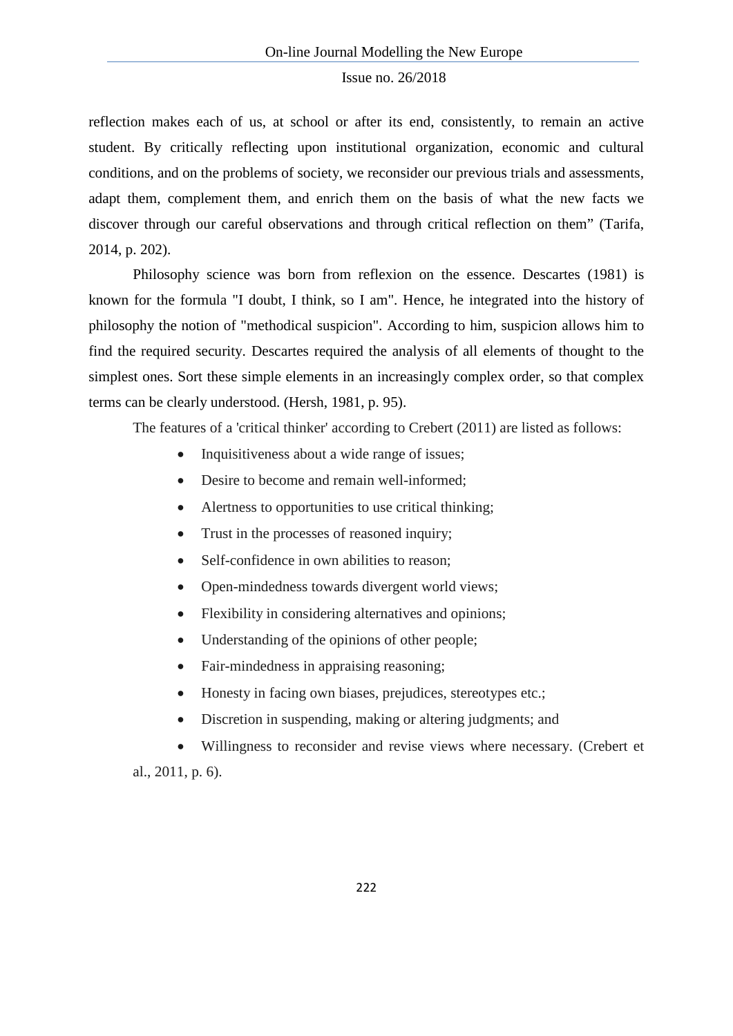reflection makes each of us, at school or after its end, consistently, to remain an active student. By critically reflecting upon institutional organization, economic and cultural conditions, and on the problems of society, we reconsider our previous trials and assessments, adapt them, complement them, and enrich them on the basis of what the new facts we discover through our careful observations and through critical reflection on them" (Tarifa, 2014, p. 202).

Philosophy science was born from reflexion on the essence. Descartes (1981) is known for the formula "I doubt, I think, so I am". Hence, he integrated into the history of philosophy the notion of "methodical suspicion". According to him, suspicion allows him to find the required security. Descartes required the analysis of all elements of thought to the simplest ones. Sort these simple elements in an increasingly complex order, so that complex terms can be clearly understood. (Hersh, 1981, p. 95).

The features of a 'critical thinker' according to Crebert (2011) are listed as follows:

- Inquisitiveness about a wide range of issues;
- Desire to become and remain well-informed;
- Alertness to opportunities to use critical thinking;
- Trust in the processes of reasoned inquiry;
- Self-confidence in own abilities to reason;
- Open-mindedness towards divergent world views;
- Flexibility in considering alternatives and opinions;
- Understanding of the opinions of other people;
- Fair-mindedness in appraising reasoning;
- Honesty in facing own biases, prejudices, stereotypes etc.;
- Discretion in suspending, making or altering judgments; and
- Willingness to reconsider and revise views where necessary. (Crebert et al., 2011, p. 6).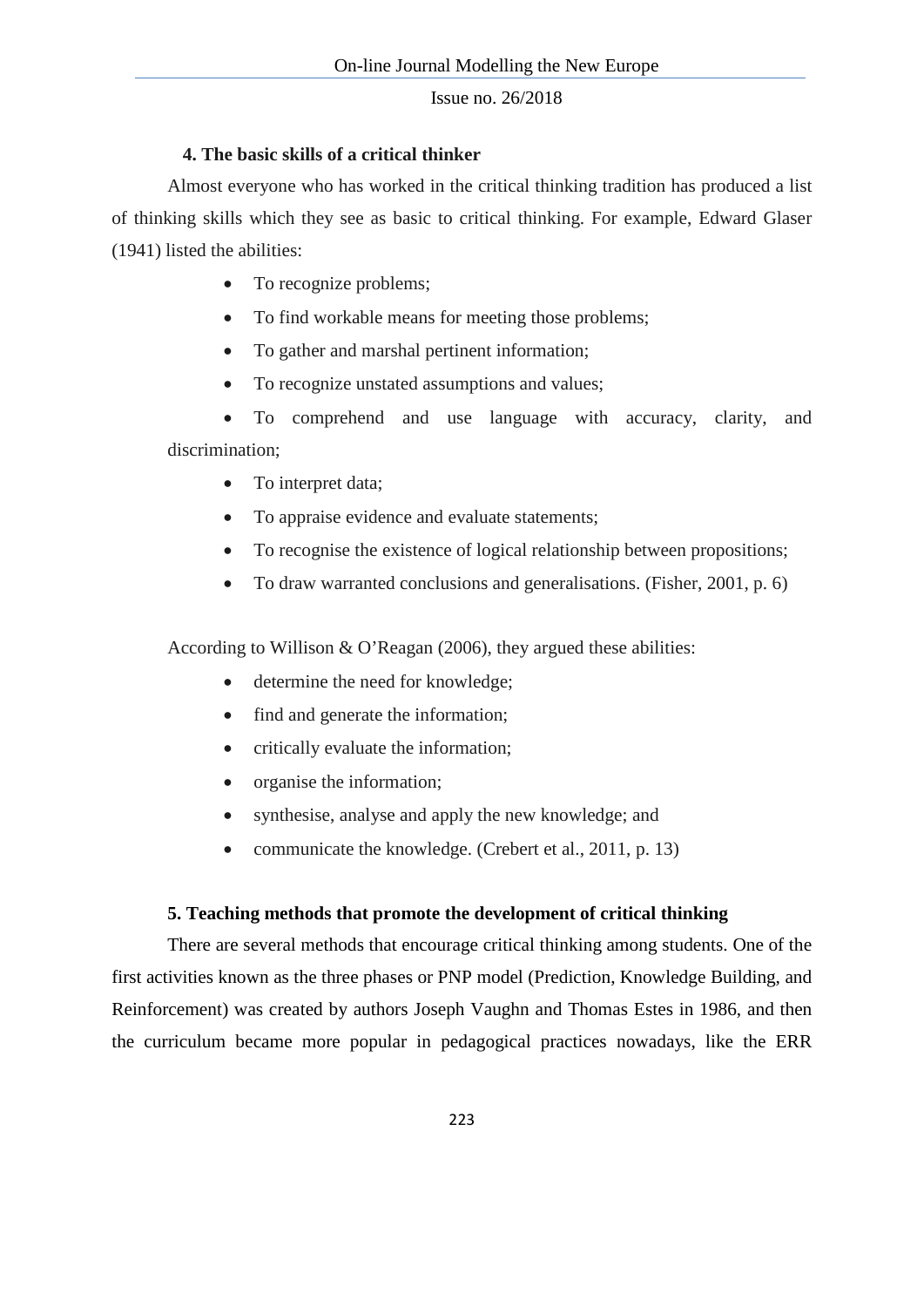## 4. The basic skills of a critical thinker

Almost everyone who has worked in the critical thinking tradition has produced a list of thinking skills which they see as basic to critical thinking. For example, Edward Glaser (1941) listed the abilities:

- To recognize problems;
- To find workable means for meeting those problems;
- To gather and marshal pertinent information;
- To recognize unstated assumptions and values;
- To comprehend and use language with accuracy, clarity, and discrimination;
- To interpret data;
- To appraise evidence and evaluate statements;
- To recognise the existence of logical relationship between propositions;
- To draw warranted conclusions and generalisations. (Fisher, 2001, p. 6)

According to Willison & O'Reagan (2006), they argued these abilities:

- determine the need for knowledge;
- find and generate the information;
- critically evaluate the information;
- organise the information;
- synthesise, analyse and apply the new knowledge; and
- communicate the knowledge. (Crebert et al., 2011, p. 13)

## 5. Teaching methods that promote the development of critical thinking

There are several methods that encourage critical thinking among students. One of the first activities known as the three phases or PNP model (Prediction, Knowledge Building, and Reinforcement) was created by authors Joseph Vaughn and Thomas Estes in 1986, and then the curriculum became more popular in pedagogical practices nowadays, like the ERR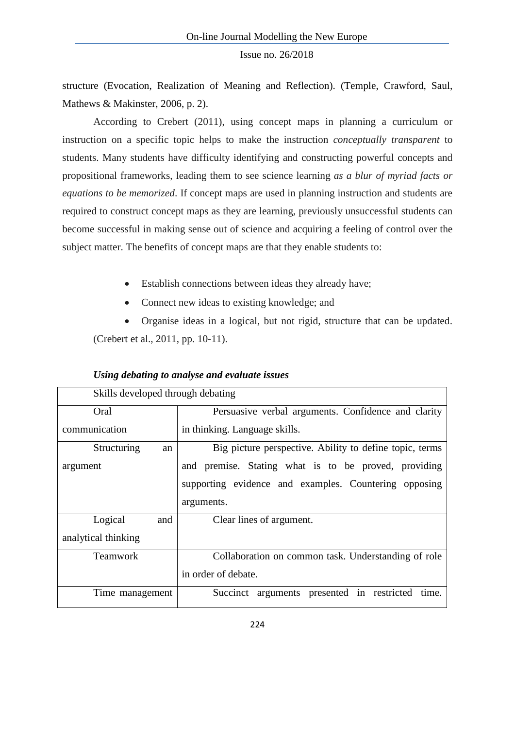structure (Evocation, Realization of Meaning and Reflection). (Temple, Crawford, Saul, Mathews & Makinster, 2006, p. 2).

According to Crebert (2011), using concept maps in planning a curriculum or instruction on a specific topic helps to make the instruction *conceptually transparent* to students. Many students have difficulty identifying and constructing powerful concepts and propositional frameworks, leading them to see science learning *as a blur of myriad facts or equations to be memorized*. If concept maps are used in planning instruction and students are required to construct concept maps as they are learning, previously unsuccessful students can become successful in making sense out of science and acquiring a feeling of control over the subject matter. The benefits of concept maps are that they enable students to:

- Establish connections between ideas they already have;
- Connect new ideas to existing knowledge; and
- Organise ideas in a logical, but not rigid, structure that can be updated. (Crebert et al., 2011, pp. 10-11).

***Using debating to analyse and evaluate issues***

| Skills developed through debating | |
|---|---|
| Oral communication | Persuasive verbal arguments. Confidence and clarity in thinking. Language skills. |
| Structuring an argument | Big picture perspective. Ability to define topic, terms and premise. Stating what is to be proved, providing supporting evidence and examples. Countering opposing arguments. |
| Logical and analytical thinking | Clear lines of argument. |
| Teamwork | Collaboration on common task. Understanding of role in order of debate. |
| Time management | Succinct arguments presented in restricted time. |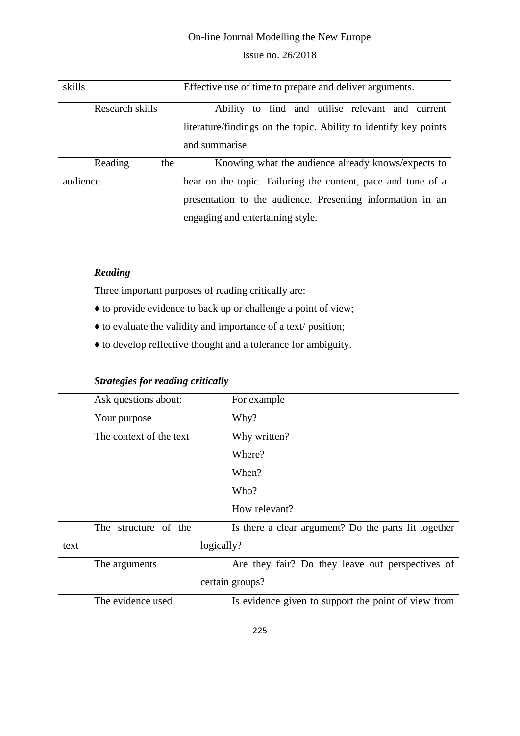| | |
|---|---|
| skills | Effective use of time to prepare and deliver arguments. |
| Research skills | Ability to find and utilise relevant and current literature/findings on the topic. Ability to identify key points and summarise. |
| Reading the audience | Knowing what the audience already knows/expects to hear on the topic. Tailoring the content, pace and tone of a presentation to the audience. Presenting information in an engaging and entertaining style. |

***Reading***

Three important purposes of reading critically are:

- to provide evidence to back up or challenge a point of view;
- to evaluate the validity and importance of a text/ position;
- to develop reflective thought and a tolerance for ambiguity.

***Strategies for reading critically***

| Ask questions about: | For example |
|---|---|
| Your purpose | Why? |
| The context of the text | Why written?<br>Where?<br>When?<br>Who?<br>How relevant? |
| The structure of the text | Is there a clear argument? Do the parts fit together logically? |
| The arguments | Are they fair? Do they leave out perspectives of certain groups? |
| The evidence used | Is evidence given to support the point of view from |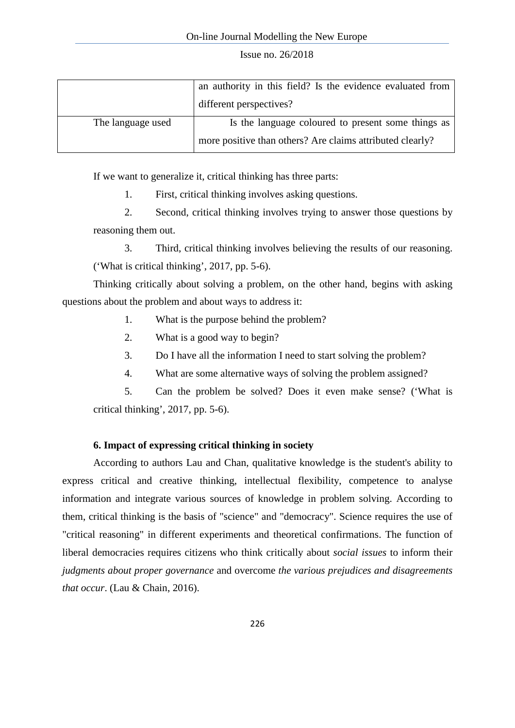|  |  |
|---|---|
|  | an authority in this field? Is the evidence evaluated from different perspectives? |
| The language used | Is the language coloured to present some things as more positive than others? Are claims attributed clearly? |

If we want to generalize it, critical thinking has three parts:

1. First, critical thinking involves asking questions.
2. Second, critical thinking involves trying to answer those questions by reasoning them out.
3. Third, critical thinking involves believing the results of our reasoning. ('What is critical thinking', 2017, pp. 5-6).

Thinking critically about solving a problem, on the other hand, begins with asking questions about the problem and about ways to address it:

1. What is the purpose behind the problem?
2. What is a good way to begin?
3. Do I have all the information I need to start solving the problem?
4. What are some alternative ways of solving the problem assigned?
5. Can the problem be solved? Does it even make sense? ('What is critical thinking', 2017, pp. 5-6).

### 6. Impact of expressing critical thinking in society

According to authors Lau and Chan, qualitative knowledge is the student's ability to express critical and creative thinking, intellectual flexibility, competence to analyse information and integrate various sources of knowledge in problem solving. According to them, critical thinking is the basis of "science" and "democracy". Science requires the use of "critical reasoning" in different experiments and theoretical confirmations. The function of liberal democracies requires citizens who think critically about *social issues* to inform their *judgments about proper governance* and overcome *the various prejudices and disagreements that occur*. (Lau & Chain, 2016).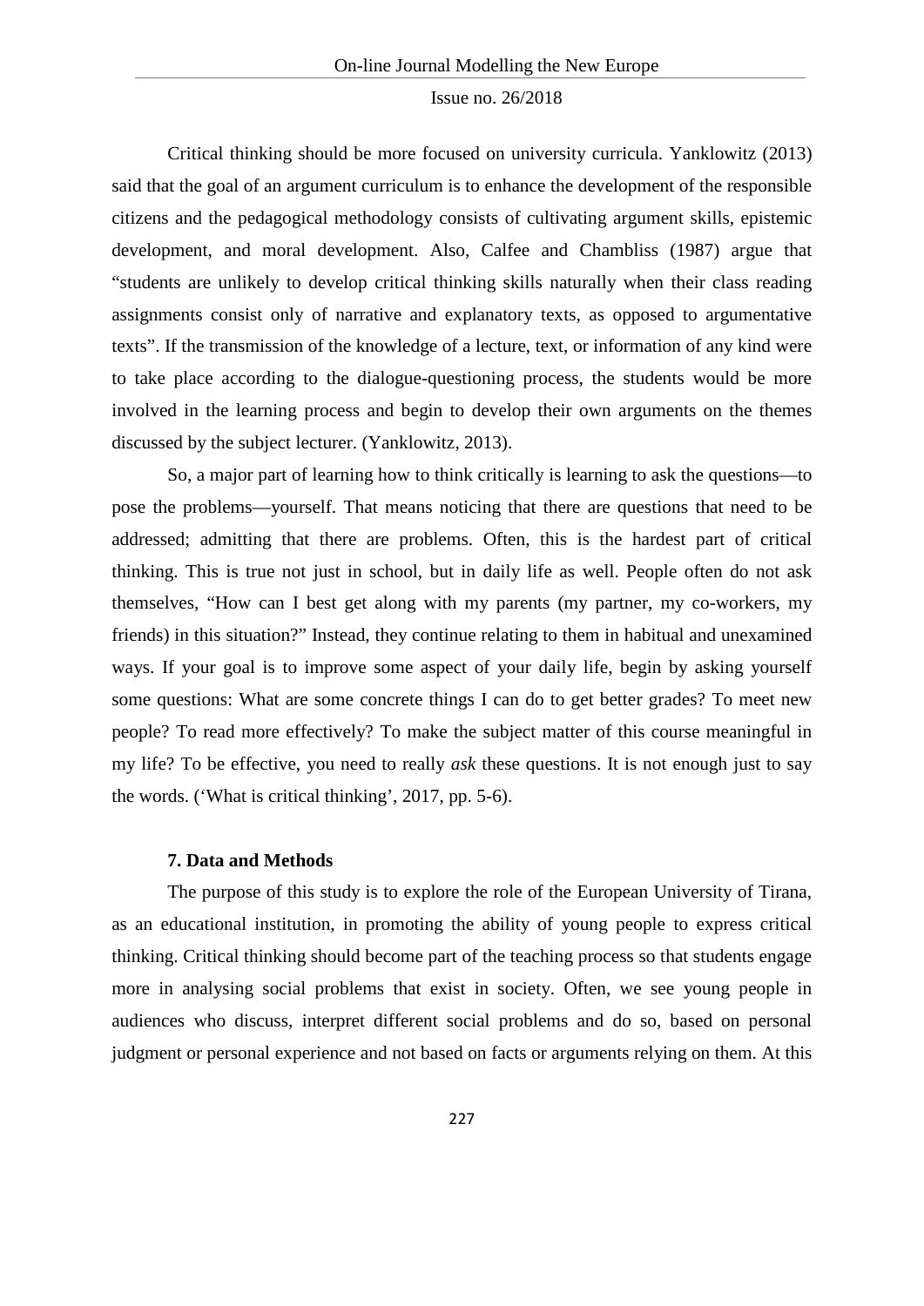Critical thinking should be more focused on university curricula. Yanklowitz (2013) said that the goal of an argument curriculum is to enhance the development of the responsible citizens and the pedagogical methodology consists of cultivating argument skills, epistemic development, and moral development. Also, Calfee and Chambliss (1987) argue that "students are unlikely to develop critical thinking skills naturally when their class reading assignments consist only of narrative and explanatory texts, as opposed to argumentative texts". If the transmission of the knowledge of a lecture, text, or information of any kind were to take place according to the dialogue-questioning process, the students would be more involved in the learning process and begin to develop their own arguments on the themes discussed by the subject lecturer. (Yanklowitz, 2013).

So, a major part of learning how to think critically is learning to ask the questions—to pose the problems—yourself. That means noticing that there are questions that need to be addressed; admitting that there are problems. Often, this is the hardest part of critical thinking. This is true not just in school, but in daily life as well. People often do not ask themselves, "How can I best get along with my parents (my partner, my co-workers, my friends) in this situation?" Instead, they continue relating to them in habitual and unexamined ways. If your goal is to improve some aspect of your daily life, begin by asking yourself some questions: What are some concrete things I can do to get better grades? To meet new people? To read more effectively? To make the subject matter of this course meaningful in my life? To be effective, you need to really *ask* these questions. It is not enough just to say the words. ('What is critical thinking', 2017, pp. 5-6).

## 7. Data and Methods

The purpose of this study is to explore the role of the European University of Tirana, as an educational institution, in promoting the ability of young people to express critical thinking. Critical thinking should become part of the teaching process so that students engage more in analysing social problems that exist in society. Often, we see young people in audiences who discuss, interpret different social problems and do so, based on personal judgment or personal experience and not based on facts or arguments relying on them. At this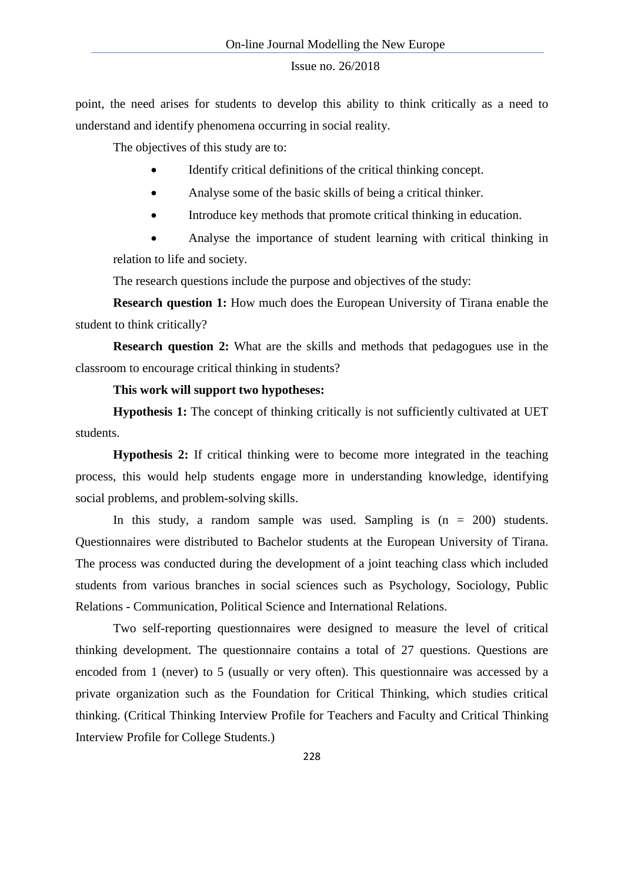point, the need arises for students to develop this ability to think critically as a need to understand and identify phenomena occurring in social reality.

The objectives of this study are to:

- Identify critical definitions of the critical thinking concept.
- Analyse some of the basic skills of being a critical thinker.
- Introduce key methods that promote critical thinking in education.
- Analyse the importance of student learning with critical thinking in relation to life and society.

The research questions include the purpose and objectives of the study:

**Research question 1:** How much does the European University of Tirana enable the student to think critically?

**Research question 2:** What are the skills and methods that pedagogues use in the classroom to encourage critical thinking in students?

**This work will support two hypotheses:**

**Hypothesis 1:** The concept of thinking critically is not sufficiently cultivated at UET students.

**Hypothesis 2:** If critical thinking were to become more integrated in the teaching process, this would help students engage more in understanding knowledge, identifying social problems, and problem-solving skills.

In this study, a random sample was used. Sampling is ($n = 200$) students. Questionnaires were distributed to Bachelor students at the European University of Tirana. The process was conducted during the development of a joint teaching class which included students from various branches in social sciences such as Psychology, Sociology, Public Relations - Communication, Political Science and International Relations.

Two self-reporting questionnaires were designed to measure the level of critical thinking development. The questionnaire contains a total of 27 questions. Questions are encoded from 1 (never) to 5 (usually or very often). This questionnaire was accessed by a private organization such as the Foundation for Critical Thinking, which studies critical thinking. (Critical Thinking Interview Profile for Teachers and Faculty and Critical Thinking Interview Profile for College Students.)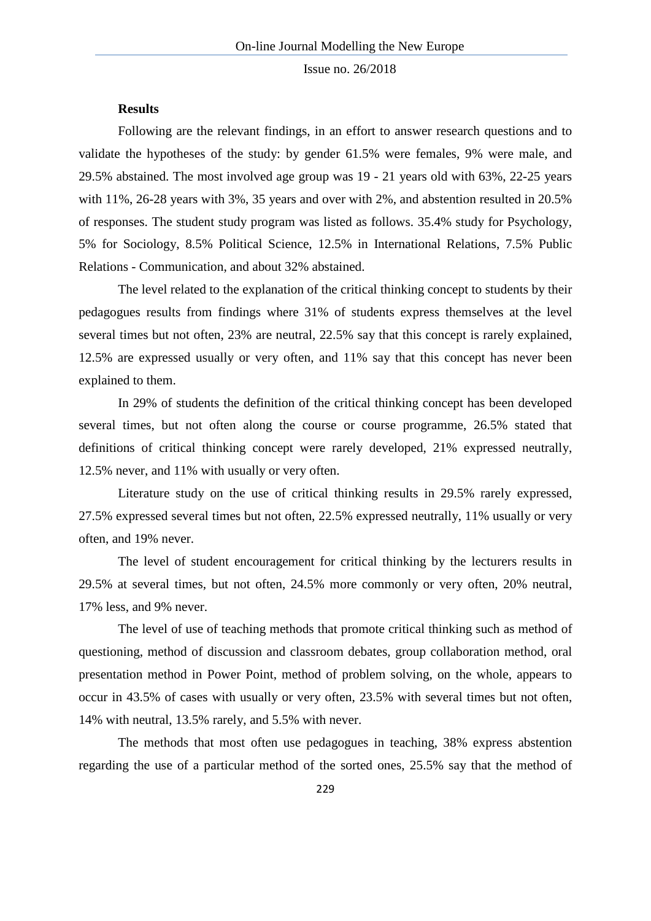**Results**

Following are the relevant findings, in an effort to answer research questions and to validate the hypotheses of the study: by gender 61.5% were females, 9% were male, and 29.5% abstained. The most involved age group was 19 - 21 years old with 63%, 22-25 years with 11%, 26-28 years with 3%, 35 years and over with 2%, and abstention resulted in 20.5% of responses. The student study program was listed as follows. 35.4% study for Psychology, 5% for Sociology, 8.5% Political Science, 12.5% in International Relations, 7.5% Public Relations - Communication, and about 32% abstained.

The level related to the explanation of the critical thinking concept to students by their pedagogues results from findings where 31% of students express themselves at the level several times but not often, 23% are neutral, 22.5% say that this concept is rarely explained, 12.5% are expressed usually or very often, and 11% say that this concept has never been explained to them.

In 29% of students the definition of the critical thinking concept has been developed several times, but not often along the course or course programme, 26.5% stated that definitions of critical thinking concept were rarely developed, 21% expressed neutrally, 12.5% never, and 11% with usually or very often.

Literature study on the use of critical thinking results in 29.5% rarely expressed, 27.5% expressed several times but not often, 22.5% expressed neutrally, 11% usually or very often, and 19% never.

The level of student encouragement for critical thinking by the lecturers results in 29.5% at several times, but not often, 24.5% more commonly or very often, 20% neutral, 17% less, and 9% never.

The level of use of teaching methods that promote critical thinking such as method of questioning, method of discussion and classroom debates, group collaboration method, oral presentation method in Power Point, method of problem solving, on the whole, appears to occur in 43.5% of cases with usually or very often, 23.5% with several times but not often, 14% with neutral, 13.5% rarely, and 5.5% with never.

The methods that most often use pedagogues in teaching, 38% express abstention regarding the use of a particular method of the sorted ones, 25.5% say that the method of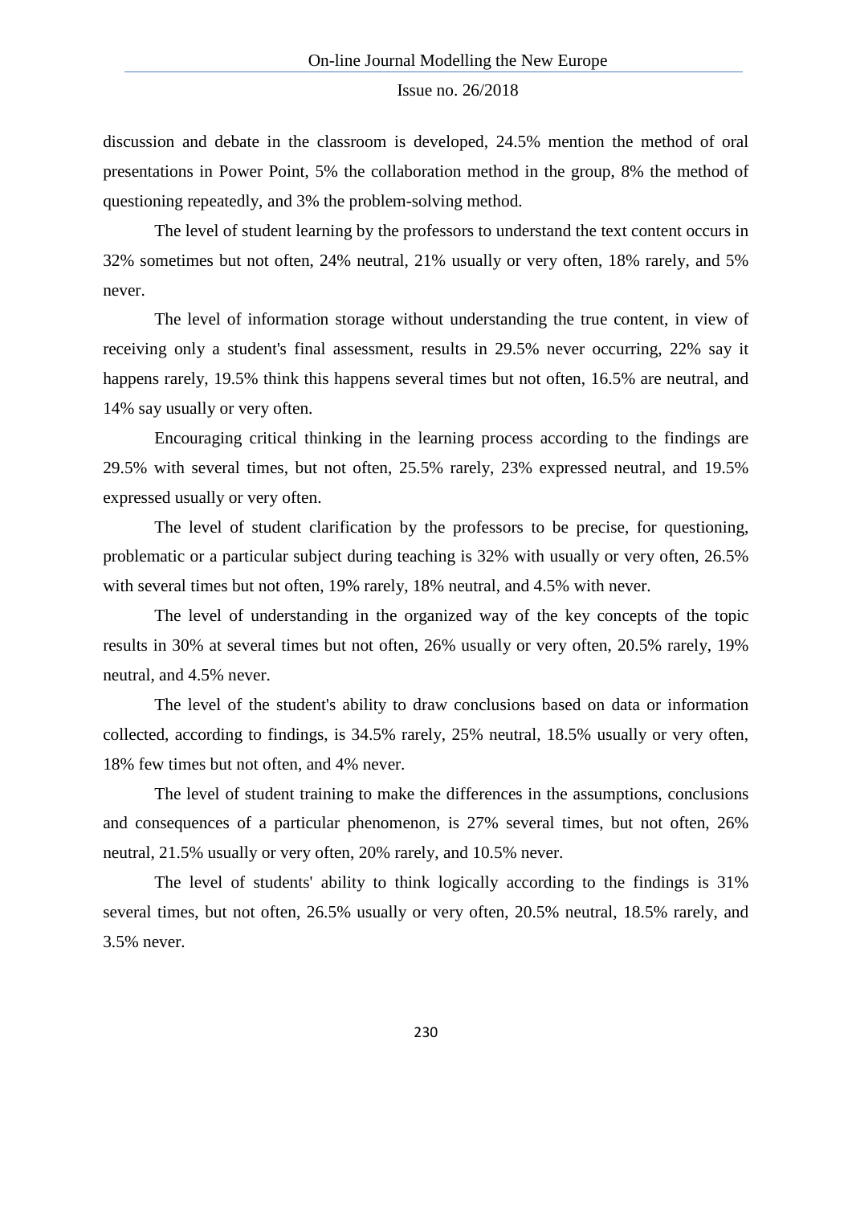discussion and debate in the classroom is developed, 24.5% mention the method of oral presentations in Power Point, 5% the collaboration method in the group, 8% the method of questioning repeatedly, and 3% the problem-solving method.

The level of student learning by the professors to understand the text content occurs in 32% sometimes but not often, 24% neutral, 21% usually or very often, 18% rarely, and 5% never.

The level of information storage without understanding the true content, in view of receiving only a student's final assessment, results in 29.5% never occurring, 22% say it happens rarely, 19.5% think this happens several times but not often, 16.5% are neutral, and 14% say usually or very often.

Encouraging critical thinking in the learning process according to the findings are 29.5% with several times, but not often, 25.5% rarely, 23% expressed neutral, and 19.5% expressed usually or very often.

The level of student clarification by the professors to be precise, for questioning, problematic or a particular subject during teaching is 32% with usually or very often, 26.5% with several times but not often, 19% rarely, 18% neutral, and 4.5% with never.

The level of understanding in the organized way of the key concepts of the topic results in 30% at several times but not often, 26% usually or very often, 20.5% rarely, 19% neutral, and 4.5% never.

The level of the student's ability to draw conclusions based on data or information collected, according to findings, is 34.5% rarely, 25% neutral, 18.5% usually or very often, 18% few times but not often, and 4% never.

The level of student training to make the differences in the assumptions, conclusions and consequences of a particular phenomenon, is 27% several times, but not often, 26% neutral, 21.5% usually or very often, 20% rarely, and 10.5% never.

The level of students' ability to think logically according to the findings is 31% several times, but not often, 26.5% usually or very often, 20.5% neutral, 18.5% rarely, and 3.5% never.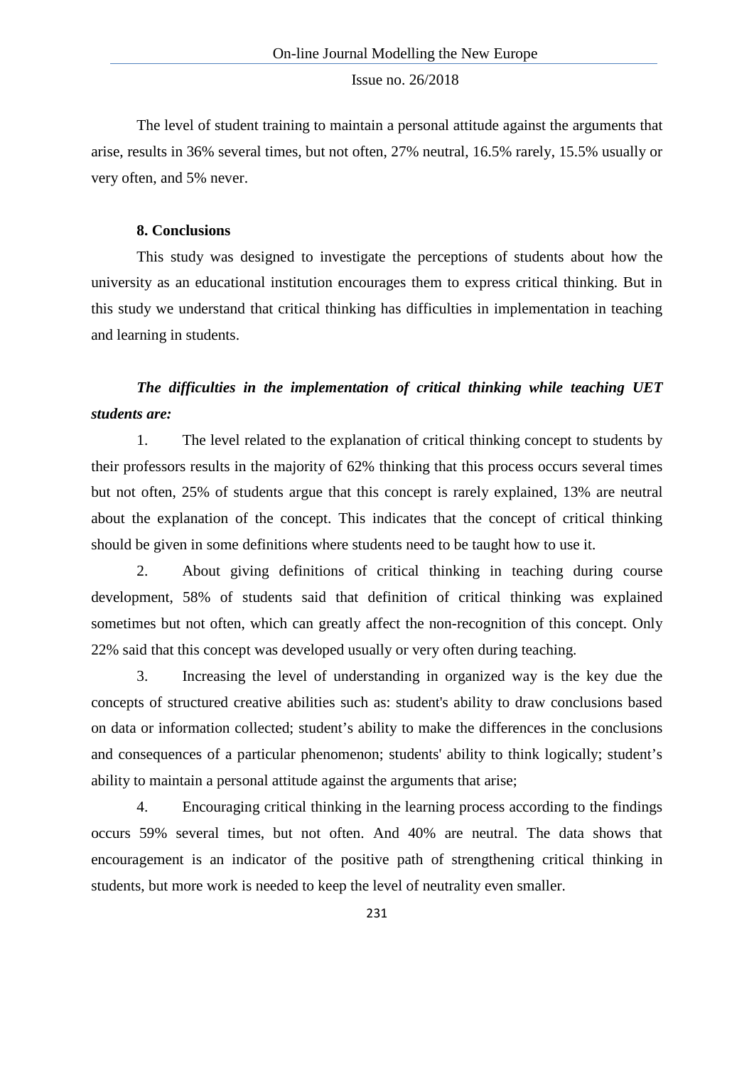The level of student training to maintain a personal attitude against the arguments that arise, results in 36% several times, but not often, 27% neutral, 16.5% rarely, 15.5% usually or very often, and 5% never.

## 8. Conclusions

This study was designed to investigate the perceptions of students about how the university as an educational institution encourages them to express critical thinking. But in this study we understand that critical thinking has difficulties in implementation in teaching and learning in students.

***The difficulties in the implementation of critical thinking while teaching UET students are:***

1. The level related to the explanation of critical thinking concept to students by their professors results in the majority of 62% thinking that this process occurs several times but not often, 25% of students argue that this concept is rarely explained, 13% are neutral about the explanation of the concept. This indicates that the concept of critical thinking should be given in some definitions where students need to be taught how to use it.

2. About giving definitions of critical thinking in teaching during course development, 58% of students said that definition of critical thinking was explained sometimes but not often, which can greatly affect the non-recognition of this concept. Only 22% said that this concept was developed usually or very often during teaching.

3. Increasing the level of understanding in organized way is the key due the concepts of structured creative abilities such as: student's ability to draw conclusions based on data or information collected; student's ability to make the differences in the conclusions and consequences of a particular phenomenon; students' ability to think logically; student's ability to maintain a personal attitude against the arguments that arise;

4. Encouraging critical thinking in the learning process according to the findings occurs 59% several times, but not often. And 40% are neutral. The data shows that encouragement is an indicator of the positive path of strengthening critical thinking in students, but more work is needed to keep the level of neutrality even smaller.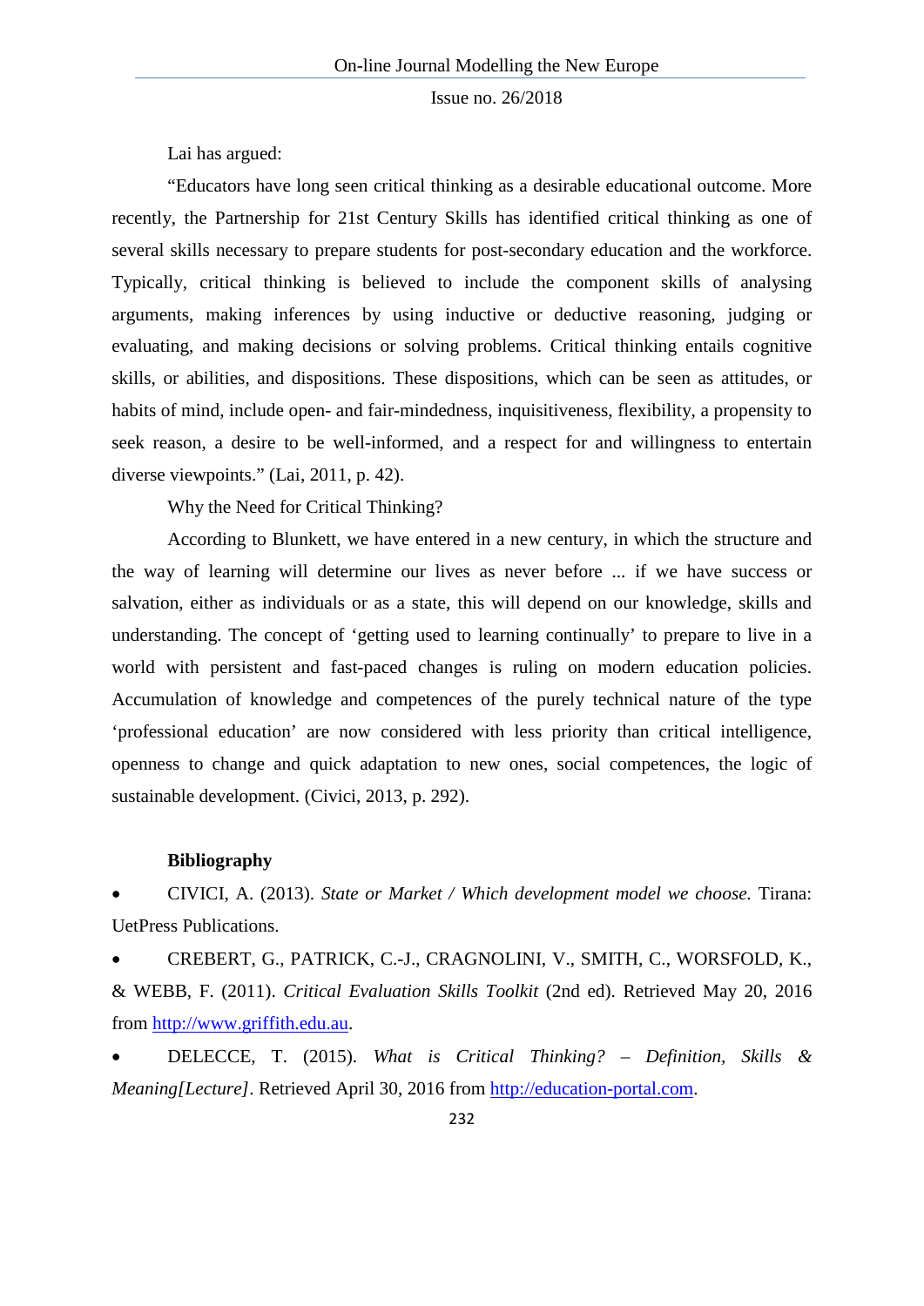Lai has argued:

"Educators have long seen critical thinking as a desirable educational outcome. More recently, the Partnership for 21st Century Skills has identified critical thinking as one of several skills necessary to prepare students for post-secondary education and the workforce. Typically, critical thinking is believed to include the component skills of analysing arguments, making inferences by using inductive or deductive reasoning, judging or evaluating, and making decisions or solving problems. Critical thinking entails cognitive skills, or abilities, and dispositions. These dispositions, which can be seen as attitudes, or habits of mind, include open- and fair-mindedness, inquisitiveness, flexibility, a propensity to seek reason, a desire to be well-informed, and a respect for and willingness to entertain diverse viewpoints." (Lai, 2011, p. 42).

Why the Need for Critical Thinking?

According to Blunkett, we have entered in a new century, in which the structure and the way of learning will determine our lives as never before ... if we have success or salvation, either as individuals or as a state, this will depend on our knowledge, skills and understanding. The concept of 'getting used to learning continually' to prepare to live in a world with persistent and fast-paced changes is ruling on modern education policies. Accumulation of knowledge and competences of the purely technical nature of the type 'professional education' are now considered with less priority than critical intelligence, openness to change and quick adaptation to new ones, social competences, the logic of sustainable development. (Civici, 2013, p. 292).

**Bibliography**

- CIVICI, A. (2013). *State or Market / Which development model we choose.* Tirana: UetPress Publications.
- CREBERT, G., PATRICK, C.-J., CRAGNOLINI, V., SMITH, C., WORSFOLD, K., & WEBB, F. (2011). *Critical Evaluation Skills Toolkit* (2nd ed). Retrieved May 20, 2016 from http://www.griffith.edu.au.
- DELECCE, T. (2015). *What is Critical Thinking? – Definition, Skills & Meaning[Lecture]*. Retrieved April 30, 2016 from http://education-portal.com.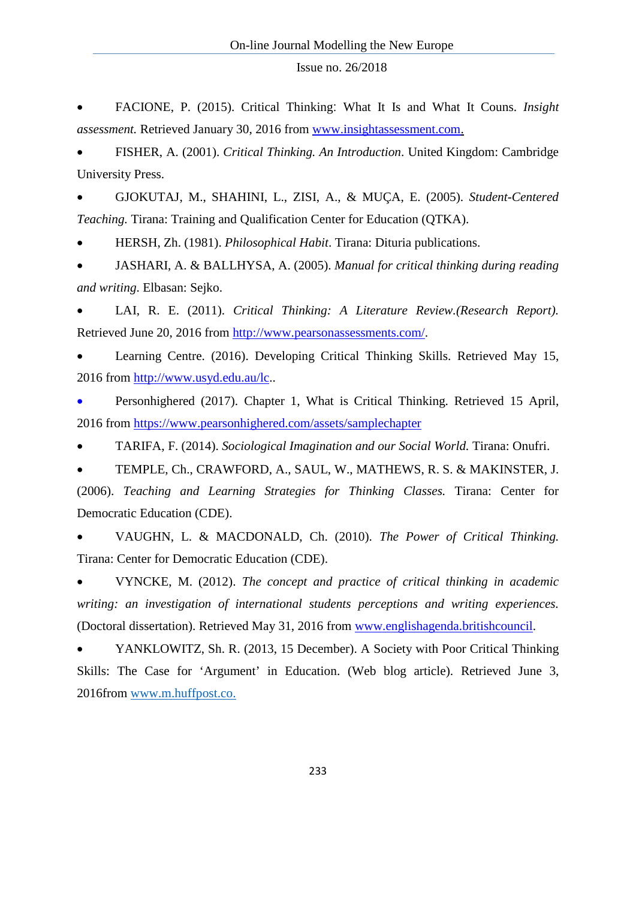- FACIONE, P. (2015). Critical Thinking: What It Is and What It Couns. *Insight assessment.* Retrieved January 30, 2016 from www.insightassessment.com.
- FISHER, A. (2001). *Critical Thinking. An Introduction*. United Kingdom: Cambridge University Press.
- GJOKUTAJ, M., SHAHINI, L., ZISI, A., & MUÇA, E. (2005). *Student-Centered Teaching.* Tirana: Training and Qualification Center for Education (QTKA).
- HERSH, Zh. (1981). *Philosophical Habit*. Tirana: Dituria publications.
- JASHARI, A. & BALLHYSA, A. (2005). *Manual for critical thinking during reading and writing*. Elbasan: Sejko.
- LAI, R. E. (2011). *Critical Thinking: A Literature Review.(Research Report).* Retrieved June 20, 2016 from http://www.pearsonassessments.com/.
- Learning Centre. (2016). Developing Critical Thinking Skills. Retrieved May 15, 2016 from http://www.usyd.edu.au/lc..
- Personhighered (2017). Chapter 1, What is Critical Thinking. Retrieved 15 April, 2016 from https://www.pearsonhighered.com/assets/samplechapter
- TARIFA, F. (2014). *Sociological Imagination and our Social World.* Tirana: Onufri.
- TEMPLE, Ch., CRAWFORD, A., SAUL, W., MATHEWS, R. S. & MAKINSTER, J. (2006). *Teaching and Learning Strategies for Thinking Classes.* Tirana: Center for Democratic Education (CDE).
- VAUGHN, L. & MACDONALD, Ch. (2010). *The Power of Critical Thinking.* Tirana: Center for Democratic Education (CDE).
- VYNCKE, M. (2012). *The concept and practice of critical thinking in academic writing: an investigation of international students perceptions and writing experiences.* (Doctoral dissertation). Retrieved May 31, 2016 from www.englishagenda.britishcouncil.
- YANKLOWITZ, Sh. R. (2013, 15 December). A Society with Poor Critical Thinking Skills: The Case for 'Argument' in Education. (Web blog article). Retrieved June 3, 2016from www.m.huffpost.co.